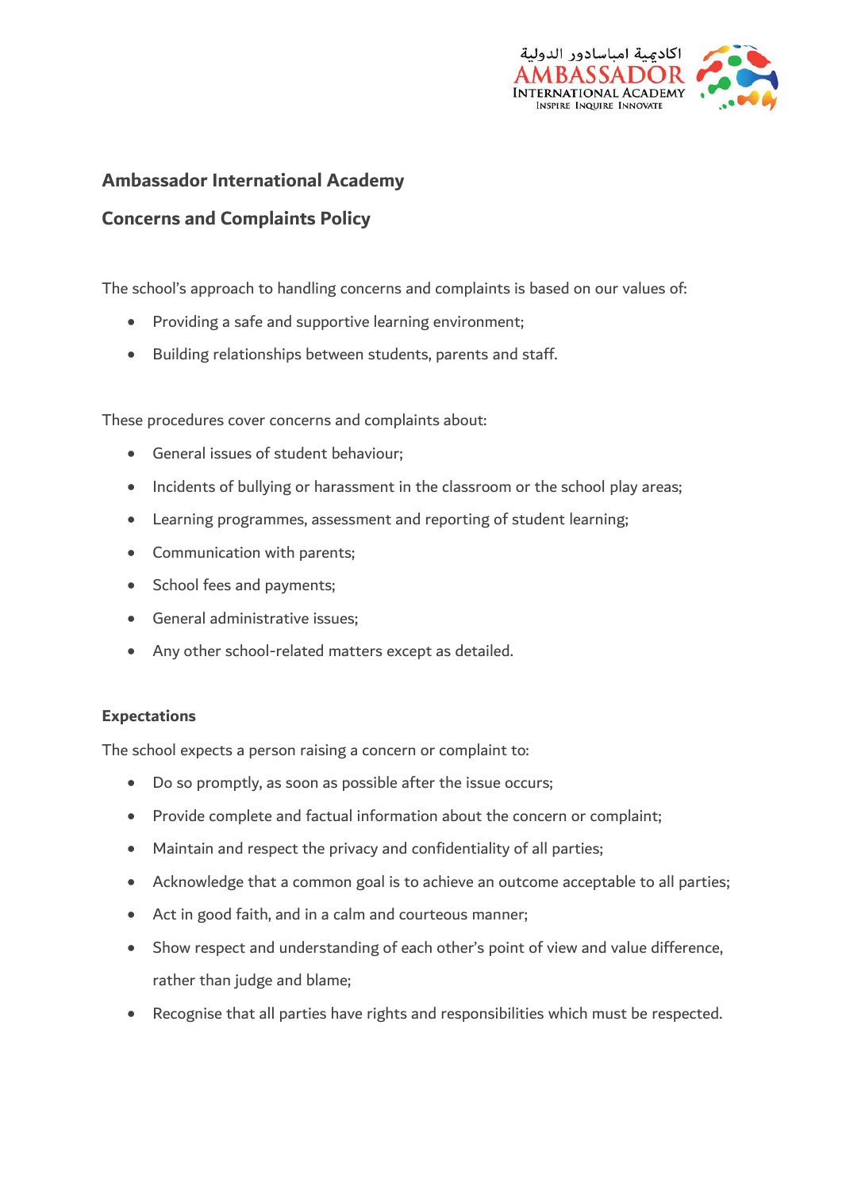# Ambassador International Academy

## Concerns and Complaints Policy

The school's approach to handling concerns and complaints is based on our values of:

- Providing a safe and supportive learning environment;
- Building relationships between students, parents and staff.

These procedures cover concerns and complaints about:

- General issues of student behaviour;
- Incidents of bullying or harassment in the classroom or the school play areas;
- Learning programmes, assessment and reporting of student learning;
- Communication with parents;
- School fees and payments;
- General administrative issues;
- Any other school-related matters except as detailed.

### Expectations

The school expects a person raising a concern or complaint to:

- Do so promptly, as soon as possible after the issue occurs;
- Provide complete and factual information about the concern or complaint;
- Maintain and respect the privacy and confidentiality of all parties;
- Acknowledge that a common goal is to achieve an outcome acceptable to all parties;
- Act in good faith, and in a calm and courteous manner;
- Show respect and understanding of each other's point of view and value difference, rather than judge and blame;
- Recognise that all parties have rights and responsibilities which must be respected.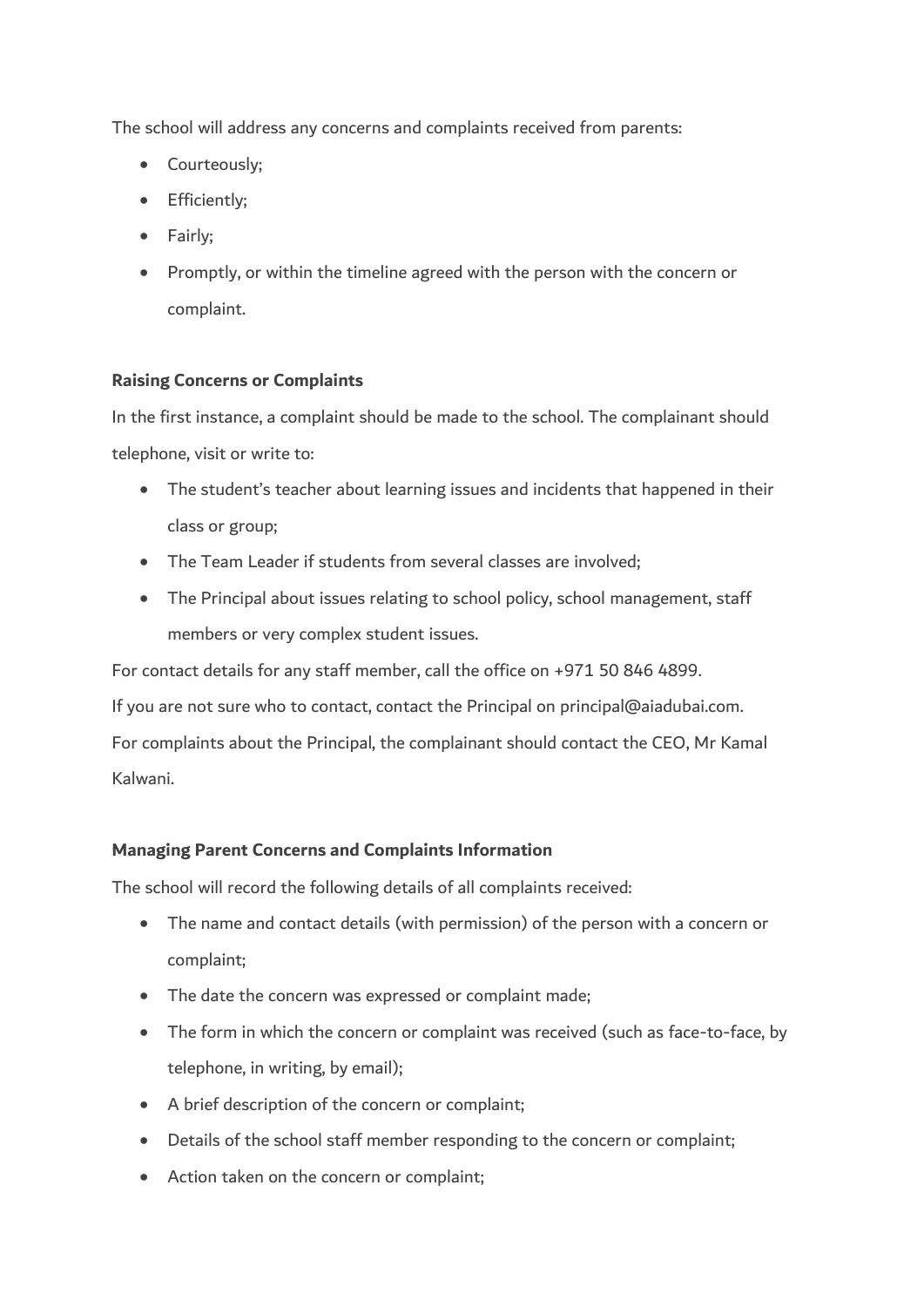The school will address any concerns and complaints received from parents:

- Courteously;
- Efficiently;
- Fairly;
- Promptly, or within the timeline agreed with the person with the concern or complaint.

**Raising Concerns or Complaints**

In the first instance, a complaint should be made to the school. The complainant should telephone, visit or write to:

- The student's teacher about learning issues and incidents that happened in their class or group;
- The Team Leader if students from several classes are involved;
- The Principal about issues relating to school policy, school management, staff members or very complex student issues.

For contact details for any staff member, call the office on +971 50 846 4899.

If you are not sure who to contact, contact the Principal on principal@aiadubai.com.

For complaints about the Principal, the complainant should contact the CEO, Mr Kamal Kalwani.

**Managing Parent Concerns and Complaints Information**

The school will record the following details of all complaints received:

- The name and contact details (with permission) of the person with a concern or complaint;
- The date the concern was expressed or complaint made;
- The form in which the concern or complaint was received (such as face-to-face, by telephone, in writing, by email);
- A brief description of the concern or complaint;
- Details of the school staff member responding to the concern or complaint;
- Action taken on the concern or complaint;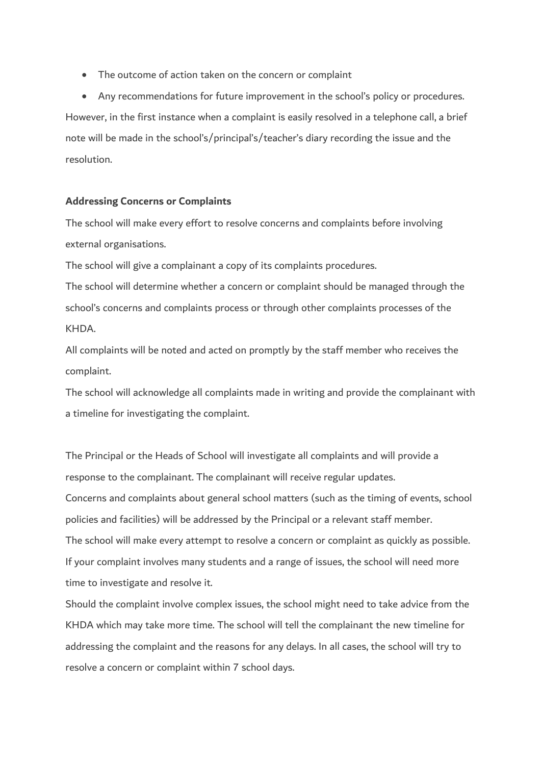- The outcome of action taken on the concern or complaint
- Any recommendations for future improvement in the school's policy or procedures.

However, in the first instance when a complaint is easily resolved in a telephone call, a brief note will be made in the school's/principal's/teacher's diary recording the issue and the resolution.

**Addressing Concerns or Complaints**

The school will make every effort to resolve concerns and complaints before involving external organisations.

The school will give a complainant a copy of its complaints procedures.

The school will determine whether a concern or complaint should be managed through the school's concerns and complaints process or through other complaints processes of the KHDA.

All complaints will be noted and acted on promptly by the staff member who receives the complaint.

The school will acknowledge all complaints made in writing and provide the complainant with a timeline for investigating the complaint.

The Principal or the Heads of School will investigate all complaints and will provide a response to the complainant. The complainant will receive regular updates.

Concerns and complaints about general school matters (such as the timing of events, school policies and facilities) will be addressed by the Principal or a relevant staff member.

The school will make every attempt to resolve a concern or complaint as quickly as possible.

If your complaint involves many students and a range of issues, the school will need more time to investigate and resolve it.

Should the complaint involve complex issues, the school might need to take advice from the KHDA which may take more time. The school will tell the complainant the new timeline for addressing the complaint and the reasons for any delays. In all cases, the school will try to resolve a concern or complaint within 7 school days.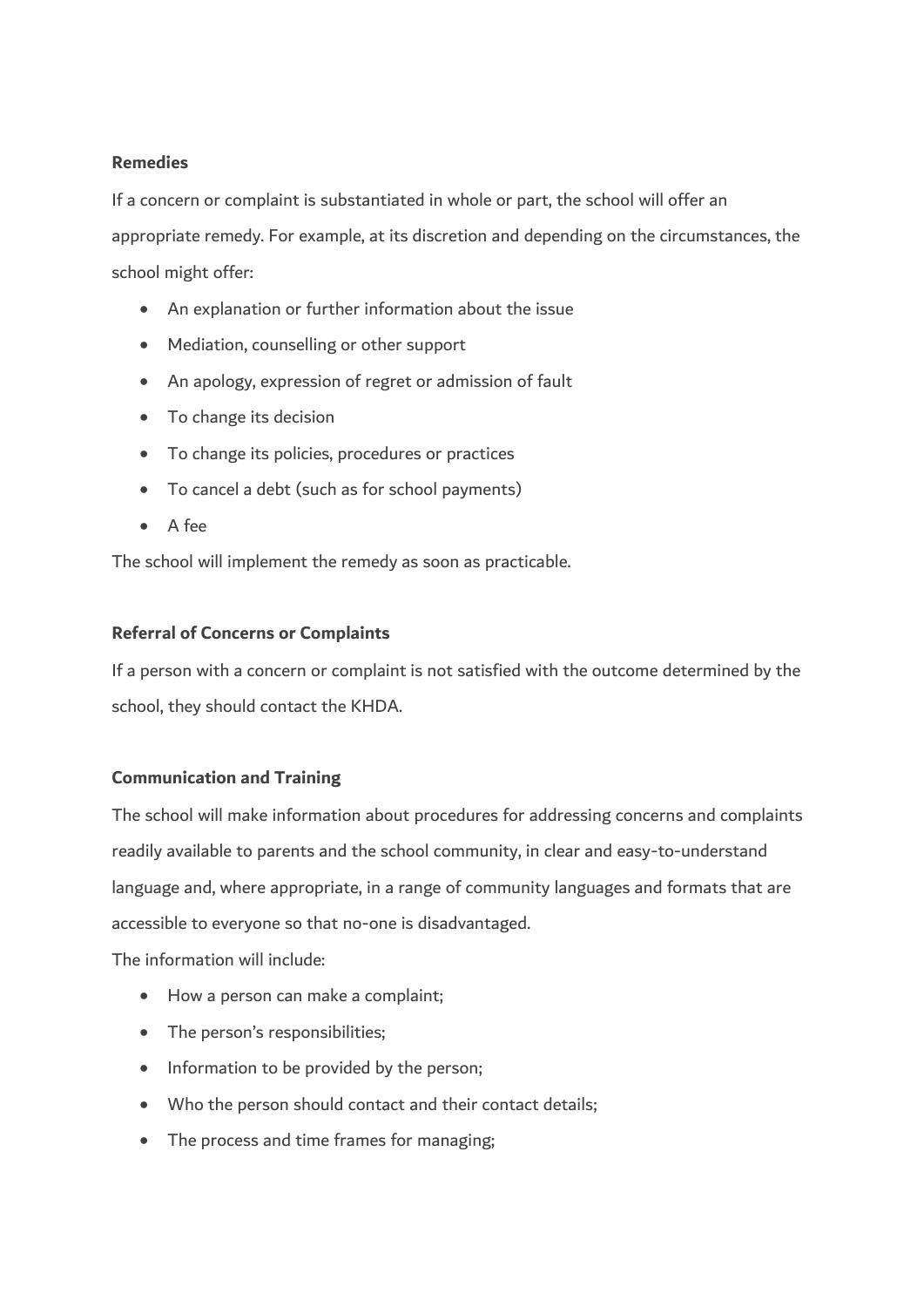**Remedies**

If a concern or complaint is substantiated in whole or part, the school will offer an appropriate remedy. For example, at its discretion and depending on the circumstances, the school might offer:

- An explanation or further information about the issue
- Mediation, counselling or other support
- An apology, expression of regret or admission of fault
- To change its decision
- To change its policies, procedures or practices
- To cancel a debt (such as for school payments)
- A fee

The school will implement the remedy as soon as practicable.

**Referral of Concerns or Complaints**

If a person with a concern or complaint is not satisfied with the outcome determined by the school, they should contact the KHDA.

**Communication and Training**

The school will make information about procedures for addressing concerns and complaints readily available to parents and the school community, in clear and easy-to-understand language and, where appropriate, in a range of community languages and formats that are accessible to everyone so that no-one is disadvantaged.

The information will include:

- How a person can make a complaint;
- The person's responsibilities;
- Information to be provided by the person;
- Who the person should contact and their contact details;
- The process and time frames for managing;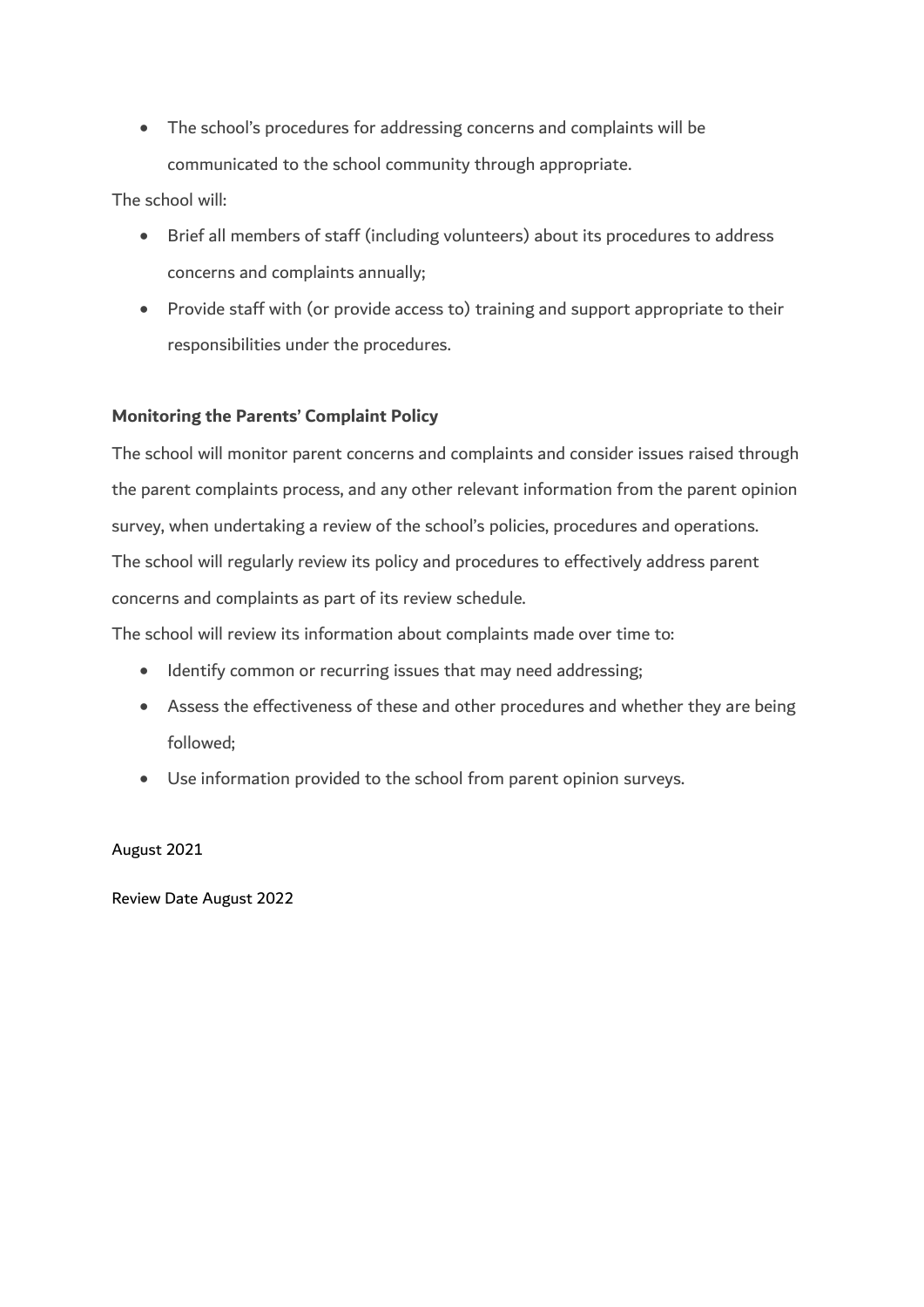- The school's procedures for addressing concerns and complaints will be communicated to the school community through appropriate.

The school will:

- Brief all members of staff (including volunteers) about its procedures to address concerns and complaints annually;
- Provide staff with (or provide access to) training and support appropriate to their responsibilities under the procedures.

**Monitoring the Parents' Complaint Policy**

The school will monitor parent concerns and complaints and consider issues raised through the parent complaints process, and any other relevant information from the parent opinion survey, when undertaking a review of the school's policies, procedures and operations.

The school will regularly review its policy and procedures to effectively address parent concerns and complaints as part of its review schedule.

The school will review its information about complaints made over time to:

- Identify common or recurring issues that may need addressing;
- Assess the effectiveness of these and other procedures and whether they are being followed;
- Use information provided to the school from parent opinion surveys.

August 2021

Review Date August 2022